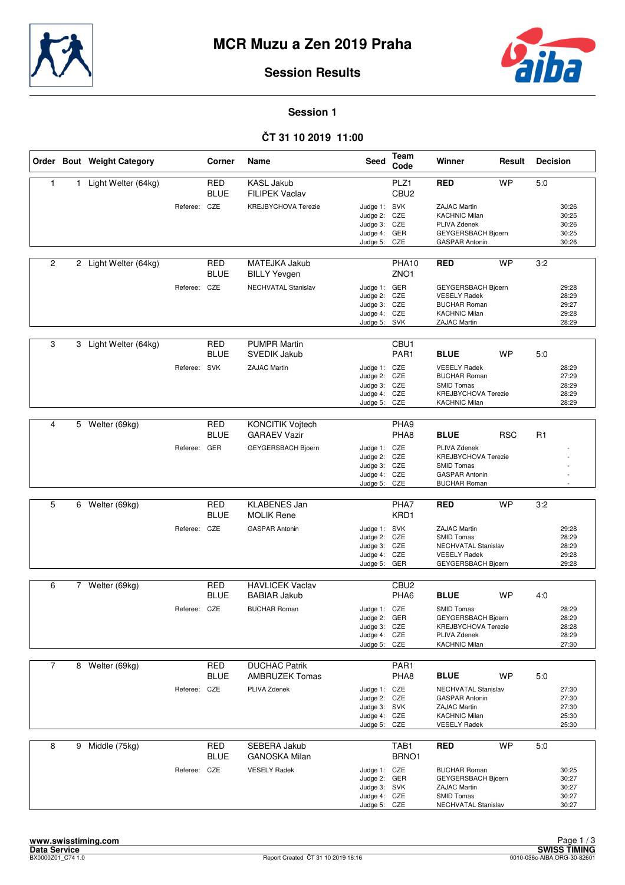# MCR Muzu a Zen 2019 Praha

## Session Results

### Session 1

### ČT 31 10 2019 11:00

| Order | Bout | Weight Category | Corner | Name | Seed | Team Code | Winner | Result | Decision |
|---|---|---|---|---|---|---|---|---|---|
| 1 | 1 | Light Welter (64kg) | RED | KASL Jakub | | PLZ1 | **RED** | WP | 5:0 |
| | | | BLUE | FILIPEK Vaclav | | CBU2 | | | |
| | | Referee: | CZE | KREJBYCHOVA Terezie | Judge 1: | SVK | ZAJAC Martin | | 30:26 |
| | | | | | Judge 2: | CZE | KACHNIC Milan | | 30:25 |
| | | | | | Judge 3: | CZE | PLIVA Zdenek | | 30:26 |
| | | | | | Judge 4: | GER | GEYGERSBACH Bjoern | | 30:25 |
| | | | | | Judge 5: | CZE | GASPAR Antonin | | 30:26 |
| 2 | 2 | Light Welter (64kg) | RED | MATEJKA Jakub | | PHA10 | **RED** | WP | 3:2 |
| | | | BLUE | BILLY Yevgen | | ZNO1 | | | |
| | | Referee: | CZE | NECHVATAL Stanislav | Judge 1: | GER | GEYGERSBACH Bjoern | | 29:28 |
| | | | | | Judge 2: | CZE | VESELY Radek | | 28:29 |
| | | | | | Judge 3: | CZE | BUCHAR Roman | | 29:27 |
| | | | | | Judge 4: | CZE | KACHNIC Milan | | 29:28 |
| | | | | | Judge 5: | SVK | ZAJAC Martin | | 28:29 |
| 3 | 3 | Light Welter (64kg) | RED | PUMPR Martin | | CBU1 | | | |
| | | | BLUE | SVEDIK Jakub | | PAR1 | **BLUE** | WP | 5:0 |
| | | Referee: | SVK | ZAJAC Martin | Judge 1: | CZE | VESELY Radek | | 28:29 |
| | | | | | Judge 2: | CZE | BUCHAR Roman | | 27:29 |
| | | | | | Judge 3: | CZE | SMID Tomas | | 28:29 |
| | | | | | Judge 4: | CZE | KREJBYCHOVA Terezie | | 28:29 |
| | | | | | Judge 5: | CZE | KACHNIC Milan | | 28:29 |
| 4 | 5 | Welter (69kg) | RED | KONCITIK Vojtech | | PHA9 | | | |
| | | | BLUE | GARAEV Vazir | | PHA8 | **BLUE** | RSC | R1 |
| | | Referee: | GER | GEYGERSBACH Bjoern | Judge 1: | CZE | PLIVA Zdenek | | - |
| | | | | | Judge 2: | CZE | KREJBYCHOVA Terezie | | - |
| | | | | | Judge 3: | CZE | SMID Tomas | | - |
| | | | | | Judge 4: | CZE | GASPAR Antonin | | - |
| | | | | | Judge 5: | CZE | BUCHAR Roman | | - |
| 5 | 6 | Welter (69kg) | RED | KLABENES Jan | | PHA7 | **RED** | WP | 3:2 |
| | | | BLUE | MOLIK Rene | | KRD1 | | | |
| | | Referee: | CZE | GASPAR Antonin | Judge 1: | SVK | ZAJAC Martin | | 29:28 |
| | | | | | Judge 2: | CZE | SMID Tomas | | 28:29 |
| | | | | | Judge 3: | CZE | NECHVATAL Stanislav | | 28:29 |
| | | | | | Judge 4: | CZE | VESELY Radek | | 29:28 |
| | | | | | Judge 5: | GER | GEYGERSBACH Bjoern | | 29:28 |
| 6 | 7 | Welter (69kg) | RED | HAVLICEK Vaclav | | CBU2 | | | |
| | | | BLUE | BABIAR Jakub | | PHA6 | **BLUE** | WP | 4:0 |
| | | Referee: | CZE | BUCHAR Roman | Judge 1: | CZE | SMID Tomas | | 28:29 |
| | | | | | Judge 2: | GER | GEYGERSBACH Bjoern | | 28:29 |
| | | | | | Judge 3: | CZE | KREJBYCHOVA Terezie | | 28:28 |
| | | | | | Judge 4: | CZE | PLIVA Zdenek | | 28:29 |
| | | | | | Judge 5: | CZE | KACHNIC Milan | | 27:30 |
| 7 | 8 | Welter (69kg) | RED | DUCHAC Patrik | | PAR1 | | | |
| | | | BLUE | AMBRUZEK Tomas | | PHA8 | **BLUE** | WP | 5:0 |
| | | Referee: | CZE | PLIVA Zdenek | Judge 1: | CZE | NECHVATAL Stanislav | | 27:30 |
| | | | | | Judge 2: | CZE | GASPAR Antonin | | 27:30 |
| | | | | | Judge 3: | SVK | ZAJAC Martin | | 27:30 |
| | | | | | Judge 4: | CZE | KACHNIC Milan | | 25:30 |
| | | | | | Judge 5: | CZE | VESELY Radek | | 25:30 |
| 8 | 9 | Middle (75kg) | RED | SEBERA Jakub | | TAB1 | **RED** | WP | 5:0 |
| | | | BLUE | GANOSKA Milan | | BRNO1 | | | |
| | | Referee: | CZE | VESELY Radek | Judge 1: | CZE | BUCHAR Roman | | 30:25 |
| | | | | | Judge 2: | GER | GEYGERSBACH Bjoern | | 30:27 |
| | | | | | Judge 3: | SVK | ZAJAC Martin | | 30:27 |
| | | | | | Judge 4: | CZE | SMID Tomas | | 30:27 |
| | | | | | Judge 5: | CZE | NECHVATAL Stanislav | | 30:27 |

www.swisstiming.com
Data Service
BX0000Z01_C74 1.0
Report Created ČT 31 10 2019 16:16
SWISS TIMING
0010-036c-AIBA.ORG-30-82601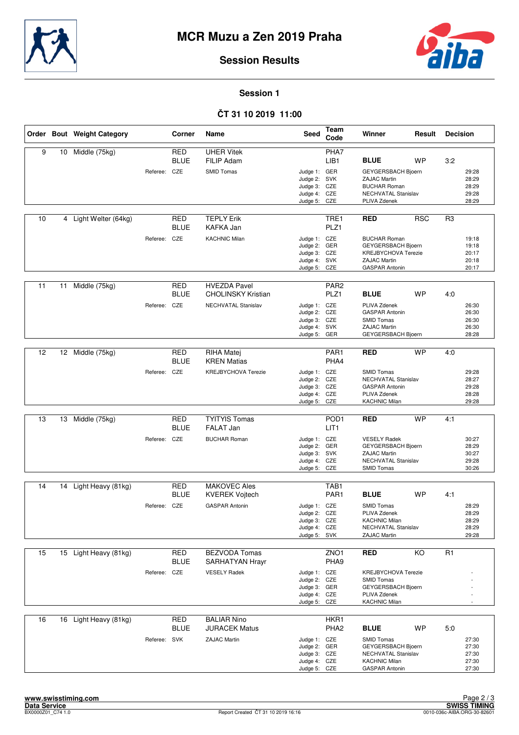# MCR Muzu a Zen 2019 Praha

## Session Results

### Session 1

### ČT 31 10 2019 11:00

| Order | Bout | Weight Category | Corner | Name | Seed | Team Code | Winner | Result | Decision | |
|---|---|---|---|---|---|---|---|---|---|---|
| 9 | 10 | Middle (75kg) | RED | UHER Vitek | | PHA7 | | | | |
| | | | BLUE | FILIP Adam | | LIB1 | **BLUE** | WP | 3:2 | |
| | | Referee: | CZE | SMID Tomas | Judge 1: | GER | GEYGERSBACH Bjoern | | | 29:28 |
| | | | | | Judge 2: | SVK | ZAJAC Martin | | | 28:29 |
| | | | | | Judge 3: | CZE | BUCHAR Roman | | | 28:29 |
| | | | | | Judge 4: | CZE | NECHVATAL Stanislav | | | 29:28 |
| | | | | | Judge 5: | CZE | PLIVA Zdenek | | | 28:29 |
| 10 | 4 | Light Welter (64kg) | RED | TEPLY Erik | | TRE1 | **RED** | RSC | R3 | |
| | | | BLUE | KAFKA Jan | | PLZ1 | | | | |
| | | Referee: | CZE | KACHNIC Milan | Judge 1: | CZE | BUCHAR Roman | | | 19:18 |
| | | | | | Judge 2: | GER | GEYGERSBACH Bjoern | | | 19:18 |
| | | | | | Judge 3: | CZE | KREJBYCHOVA Terezie | | | 20:17 |
| | | | | | Judge 4: | SVK | ZAJAC Martin | | | 20:18 |
| | | | | | Judge 5: | CZE | GASPAR Antonin | | | 20:17 |
| 11 | 11 | Middle (75kg) | RED | HVEZDA Pavel | | PAR2 | | | | |
| | | | BLUE | CHOLINSKY Kristian | | PLZ1 | **BLUE** | WP | 4:0 | |
| | | Referee: | CZE | NECHVATAL Stanislav | Judge 1: | CZE | PLIVA Zdenek | | | 26:30 |
| | | | | | Judge 2: | CZE | GASPAR Antonin | | | 26:30 |
| | | | | | Judge 3: | CZE | SMID Tomas | | | 26:30 |
| | | | | | Judge 4: | SVK | ZAJAC Martin | | | 26:30 |
| | | | | | Judge 5: | GER | GEYGERSBACH Bjoern | | | 28:28 |
| 12 | 12 | Middle (75kg) | RED | RIHA Matej | | PAR1 | **RED** | WP | 4:0 | |
| | | | BLUE | KREN Matias | | PHA4 | | | | |
| | | Referee: | CZE | KREJBYCHOVA Terezie | Judge 1: | CZE | SMID Tomas | | | 29:28 |
| | | | | | Judge 2: | CZE | NECHVATAL Stanislav | | | 28:27 |
| | | | | | Judge 3: | CZE | GASPAR Antonin | | | 29:28 |
| | | | | | Judge 4: | CZE | PLIVA Zdenek | | | 28:28 |
| | | | | | Judge 5: | CZE | KACHNIC Milan | | | 29:28 |
| 13 | 13 | Middle (75kg) | RED | TYITYIS Tomas | | POD1 | **RED** | WP | 4:1 | |
| | | | BLUE | FALAT Jan | | LIT1 | | | | |
| | | Referee: | CZE | BUCHAR Roman | Judge 1: | CZE | VESELY Radek | | | 30:27 |
| | | | | | Judge 2: | GER | GEYGERSBACH Bjoern | | | 28:29 |
| | | | | | Judge 3: | SVK | ZAJAC Martin | | | 30:27 |
| | | | | | Judge 4: | CZE | NECHVATAL Stanislav | | | 29:28 |
| | | | | | Judge 5: | CZE | SMID Tomas | | | 30:26 |
| 14 | 14 | Light Heavy (81kg) | RED | MAKOVEC Ales | | TAB1 | | | | |
| | | | BLUE | KVEREK Vojtech | | PAR1 | **BLUE** | WP | 4:1 | |
| | | Referee: | CZE | GASPAR Antonin | Judge 1: | CZE | SMID Tomas | | | 28:29 |
| | | | | | Judge 2: | CZE | PLIVA Zdenek | | | 28:29 |
| | | | | | Judge 3: | CZE | KACHNIC Milan | | | 28:29 |
| | | | | | Judge 4: | CZE | NECHVATAL Stanislav | | | 28:29 |
| | | | | | Judge 5: | SVK | ZAJAC Martin | | | 29:28 |
| 15 | 15 | Light Heavy (81kg) | RED | BEZVODA Tomas | | ZNO1 | **RED** | KO | R1 | |
| | | | BLUE | SARHATYAN Hrayr | | PHA9 | | | | |
| | | Referee: | CZE | VESELY Radek | Judge 1: | CZE | KREJBYCHOVA Terezie | | | - |
| | | | | | Judge 2: | CZE | SMID Tomas | | | - |
| | | | | | Judge 3: | GER | GEYGERSBACH Bjoern | | | - |
| | | | | | Judge 4: | CZE | PLIVA Zdenek | | | - |
| | | | | | Judge 5: | CZE | KACHNIC Milan | | | - |
| 16 | 16 | Light Heavy (81kg) | RED | BALIAR Nino | | HKR1 | | | | |
| | | | BLUE | JURACEK Matus | | PHA2 | **BLUE** | WP | 5:0 | |
| | | Referee: | SVK | ZAJAC Martin | Judge 1: | CZE | SMID Tomas | | | 27:30 |
| | | | | | Judge 2: | GER | GEYGERSBACH Bjoern | | | 27:30 |
| | | | | | Judge 3: | CZE | NECHVATAL Stanislav | | | 27:30 |
| | | | | | Judge 4: | CZE | KACHNIC Milan | | | 27:30 |
| | | | | | Judge 5: | CZE | GASPAR Antonin | | | 27:30 |

www.swisstiming.com
Data Service
BX0000Z01_C74 1.0

Report Created ČT 31 10 2019 16:16

SWISS TIMING
0010-036c-AIBA.ORG-30-82601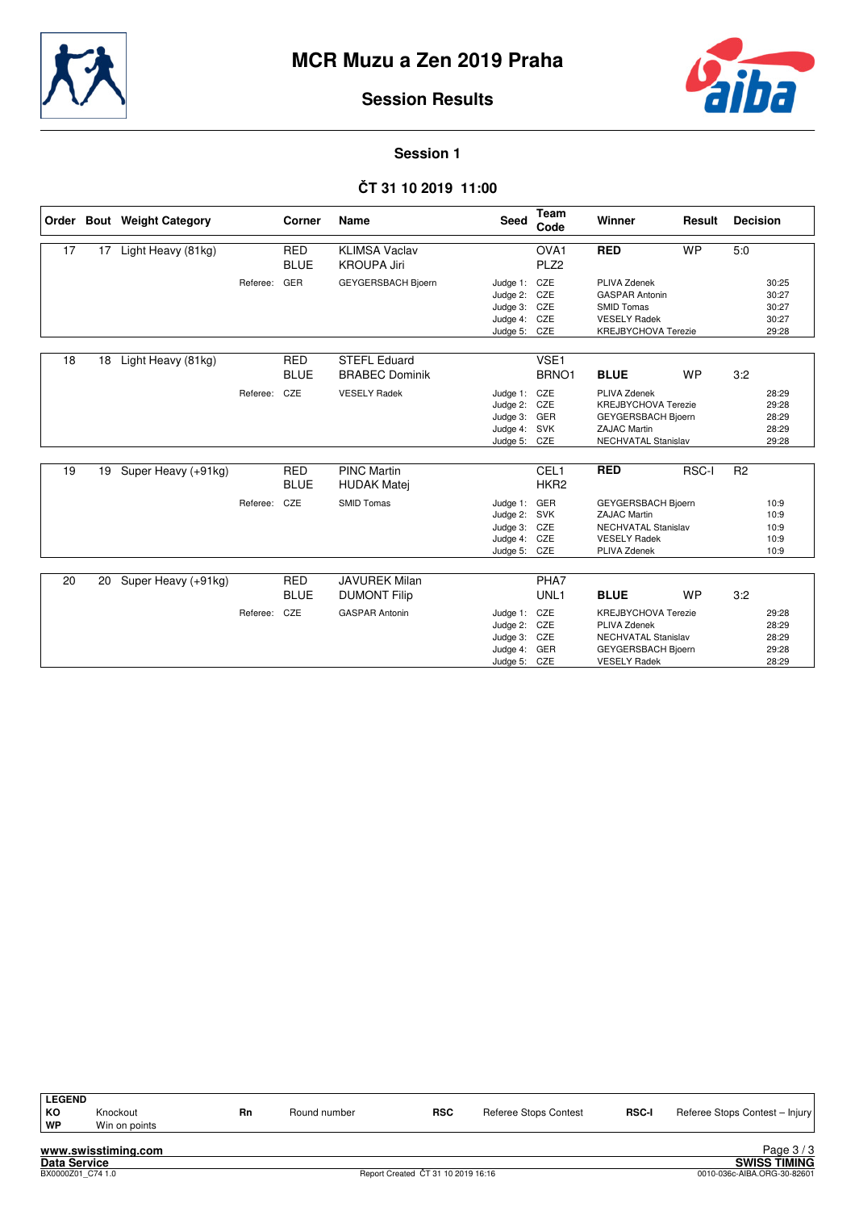# MCR Muzu a Zen 2019 Praha

## Session Results

### Session 1

### ČT 31 10 2019 11:00

| Order | Bout | Weight Category | Corner | Name | Seed | Team Code | Winner | Result | Decision |
|---|---|---|---|---|---|---|---|---|---|
| 17 | 17 | Light Heavy (81kg) | RED | KLIMSA Vaclav | | OVA1 | **RED** | WP | 5:0 |
| | | | BLUE | KROUPA Jiri | | PLZ2 | | | |
| | | Referee: | GER | GEYGERSBACH Bjoern | Judge 1: | CZE | PLIVA Zdenek | | 30:25 |
| | | | | | Judge 2: | CZE | GASPAR Antonin | | 30:27 |
| | | | | | Judge 3: | CZE | SMID Tomas | | 30:27 |
| | | | | | Judge 4: | CZE | VESELY Radek | | 30:27 |
| | | | | | Judge 5: | CZE | KREJBYCHOVA Terezie | | 29:28 |
| 18 | 18 | Light Heavy (81kg) | RED | STEFL Eduard | | VSE1 | | | |
| | | | BLUE | BRABEC Dominik | | BRNO1 | **BLUE** | WP | 3:2 |
| | | Referee: | CZE | VESELY Radek | Judge 1: | CZE | PLIVA Zdenek | | 28:29 |
| | | | | | Judge 2: | CZE | KREJBYCHOVA Terezie | | 29:28 |
| | | | | | Judge 3: | GER | GEYGERSBACH Bjoern | | 28:29 |
| | | | | | Judge 4: | SVK | ZAJAC Martin | | 28:29 |
| | | | | | Judge 5: | CZE | NECHVATAL Stanislav | | 29:28 |
| 19 | 19 | Super Heavy (+91kg) | RED | PINC Martin | | CEL1 | **RED** | RSC-I | R2 |
| | | | BLUE | HUDAK Matej | | HKR2 | | | |
| | | Referee: | CZE | SMID Tomas | Judge 1: | GER | GEYGERSBACH Bjoern | | 10:9 |
| | | | | | Judge 2: | SVK | ZAJAC Martin | | 10:9 |
| | | | | | Judge 3: | CZE | NECHVATAL Stanislav | | 10:9 |
| | | | | | Judge 4: | CZE | VESELY Radek | | 10:9 |
| | | | | | Judge 5: | CZE | PLIVA Zdenek | | 10:9 |
| 20 | 20 | Super Heavy (+91kg) | RED | JAVUREK Milan | | PHA7 | | | |
| | | | BLUE | DUMONT Filip | | UNL1 | **BLUE** | WP | 3:2 |
| | | Referee: | CZE | GASPAR Antonin | Judge 1: | CZE | KREJBYCHOVA Terezie | | 29:28 |
| | | | | | Judge 2: | CZE | PLIVA Zdenek | | 28:29 |
| | | | | | Judge 3: | CZE | NECHVATAL Stanislav | | 28:29 |
| | | | | | Judge 4: | GER | GEYGERSBACH Bjoern | | 29:28 |
| | | | | | Judge 5: | CZE | VESELY Radek | | 28:29 |

**LEGEND**

| | | | | | | | |
|---|---|---|---|---|---|---|---|
| **KO** | Knockout | **Rn** | Round number | **RSC** | Referee Stops Contest | **RSC-I** | Referee Stops Contest – Injury |
| **WP** | Win on points | | | | | | |

www.swisstiming.com
Data Service
BX0000Z01_C74 1.0
Report Created ČT 31 10 2019 16:16
SWISS TIMING
0010-036c-AIBA.ORG-30-82601